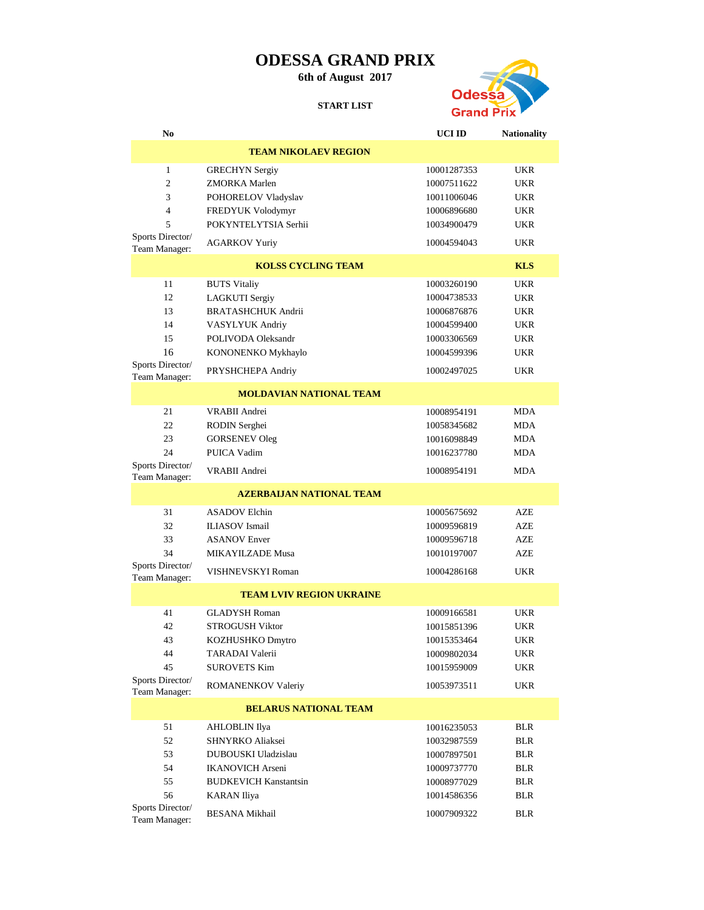# ODESSA GRAND PRIX

**6th of August 2017**

**START LIST**

| No | | UCI ID | Nationality |
|---|---|---|---|
| | **TEAM NIKOLAEV REGION** | | |
| 1 | GRECHYN Sergiy | 10001287353 | UKR |
| 2 | ZMORKA Marlen | 10007511622 | UKR |
| 3 | POHORELOV Vladyslav | 10011006046 | UKR |
| 4 | FREDYUK Volodymyr | 10006896680 | UKR |
| 5 | POKYNTELYTSIA Serhii | 10034900479 | UKR |
| Sports Director/ Team Manager: | AGARKOV Yuriy | 10004594043 | UKR |
| | **KOLSS CYCLING TEAM** | | **KLS** |
| 11 | BUTS Vitaliy | 10003260190 | UKR |
| 12 | LAGKUTI Sergiy | 10004738533 | UKR |
| 13 | BRATASHCHUK Andrii | 10006876876 | UKR |
| 14 | VASYLYUK Andriy | 10004599400 | UKR |
| 15 | POLIVODA Oleksandr | 10003306569 | UKR |
| 16 | KONONENKO Mykhaylo | 10004599396 | UKR |
| Sports Director/ Team Manager: | PRYSHCHEPA Andriy | 10002497025 | UKR |
| | **MOLDAVIAN NATIONAL TEAM** | | |
| 21 | VRABII Andrei | 10008954191 | MDA |
| 22 | RODIN Serghei | 10058345682 | MDA |
| 23 | GORSENEV Oleg | 10016098849 | MDA |
| 24 | PUICA Vadim | 10016237780 | MDA |
| Sports Director/ Team Manager: | VRABII Andrei | 10008954191 | MDA |
| | **AZERBAIJAN NATIONAL TEAM** | | |
| 31 | ASADOV Elchin | 10005675692 | AZE |
| 32 | ILIASOV Ismail | 10009596819 | AZE |
| 33 | ASANOV Enver | 10009596718 | AZE |
| 34 | MIKAYILZADE Musa | 10010197007 | AZE |
| Sports Director/ Team Manager: | VISHNEVSKYI Roman | 10004286168 | UKR |
| | **TEAM LVIV REGION UKRAINE** | | |
| 41 | GLADYSH Roman | 10009166581 | UKR |
| 42 | STROGUSH Viktor | 10015851396 | UKR |
| 43 | KOZHUSHKO Dmytro | 10015353464 | UKR |
| 44 | TARADAI Valerii | 10009802034 | UKR |
| 45 | SUROVETS Kim | 10015959009 | UKR |
| Sports Director/ Team Manager: | ROMANENKOV Valeriy | 10053973511 | UKR |
| | **BELARUS NATIONAL TEAM** | | |
| 51 | AHLOBLIN Ilya | 10016235053 | BLR |
| 52 | SHNYRKO Aliaksei | 10032987559 | BLR |
| 53 | DUBOUSKI Uladzislau | 10007897501 | BLR |
| 54 | IKANOVICH Arseni | 10009737770 | BLR |
| 55 | BUDKEVICH Kanstantsin | 10008977029 | BLR |
| 56 | KARAN Iliya | 10014586356 | BLR |
| Sports Director/ Team Manager: | BESANA Mikhail | 10007909322 | BLR |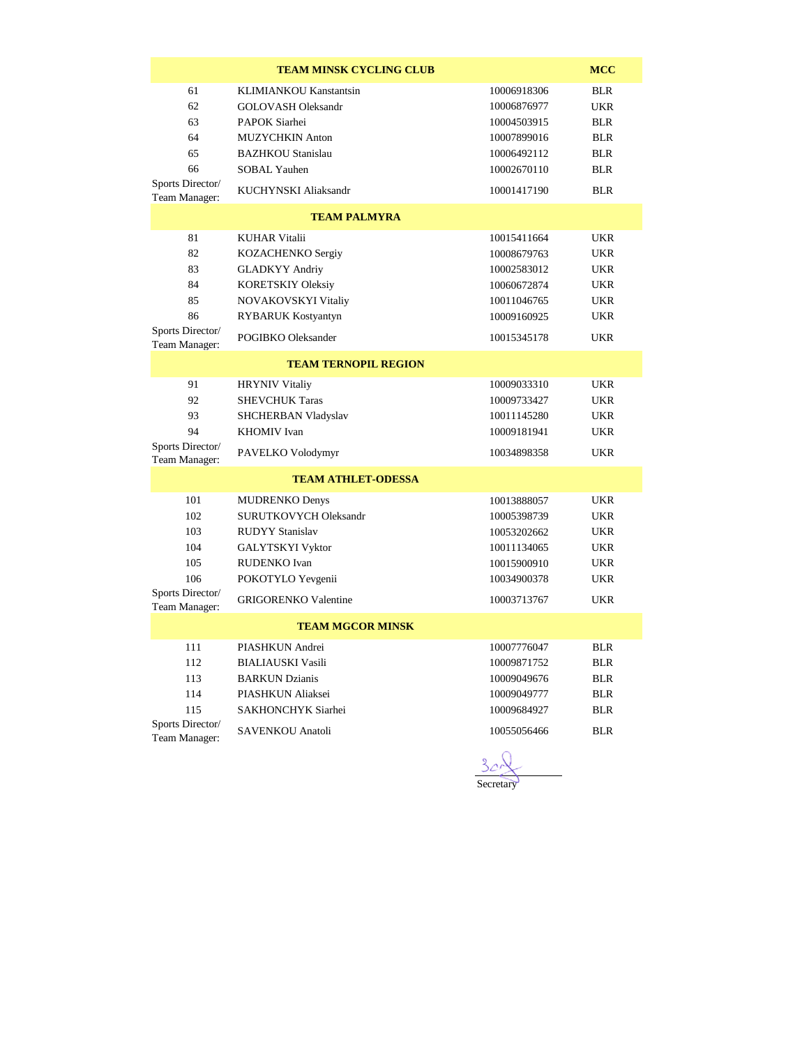| | TEAM MINSK CYCLING CLUB | | MCC |
|---|---|---|---|
| 61 | KLIMIANKOU Kanstantsin | 10006918306 | BLR |
| 62 | GOLOVASH Oleksandr | 10006876977 | UKR |
| 63 | PAPOK Siarhei | 10004503915 | BLR |
| 64 | MUZYCHKIN Anton | 10007899016 | BLR |
| 65 | BAZHKOU Stanislau | 10006492112 | BLR |
| 66 | SOBAL Yauhen | 10002670110 | BLR |
| Sports Director/ Team Manager: | KUCHYNSKI Aliaksandr | 10001417190 | BLR |
| | **TEAM PALMYRA** | | |
| 81 | KUHAR Vitalii | 10015411664 | UKR |
| 82 | KOZACHENKO Sergiy | 10008679763 | UKR |
| 83 | GLADKYY Andriy | 10002583012 | UKR |
| 84 | KORETSKIY Oleksiy | 10060672874 | UKR |
| 85 | NOVAKOVSKYI Vitaliy | 10011046765 | UKR |
| 86 | RYBARUK Kostyantyn | 10009160925 | UKR |
| Sports Director/ Team Manager: | POGIBKO Oleksander | 10015345178 | UKR |
| | **TEAM TERNOPIL REGION** | | |
| 91 | HRYNIV Vitaliy | 10009033310 | UKR |
| 92 | SHEVCHUK Taras | 10009733427 | UKR |
| 93 | SHCHERBAN Vladyslav | 10011145280 | UKR |
| 94 | KHOMIV Ivan | 10009181941 | UKR |
| Sports Director/ Team Manager: | PAVELKO Volodymyr | 10034898358 | UKR |
| | **TEAM ATHLET-ODESSA** | | |
| 101 | MUDRENKO Denys | 10013888057 | UKR |
| 102 | SURUTKOVYCH Oleksandr | 10005398739 | UKR |
| 103 | RUDYY Stanislav | 10053202662 | UKR |
| 104 | GALYTSKYI Vyktor | 10011134065 | UKR |
| 105 | RUDENKO Ivan | 10015900910 | UKR |
| 106 | POKOTYLO Yevgenii | 10034900378 | UKR |
| Sports Director/ Team Manager: | GRIGORENKO Valentine | 10003713767 | UKR |
| | **TEAM MGCOR MINSK** | | |
| 111 | PIASHKUN Andrei | 10007776047 | BLR |
| 112 | BIALIAUSKI Vasili | 10009871752 | BLR |
| 113 | BARKUN Dzianis | 10009049676 | BLR |
| 114 | PIASHKUN Aliaksei | 10009049777 | BLR |
| 115 | SAKHONCHYK Siarhei | 10009684927 | BLR |
| Sports Director/ Team Manager: | SAVENKOU Anatoli | 10055056466 | BLR |

Secretary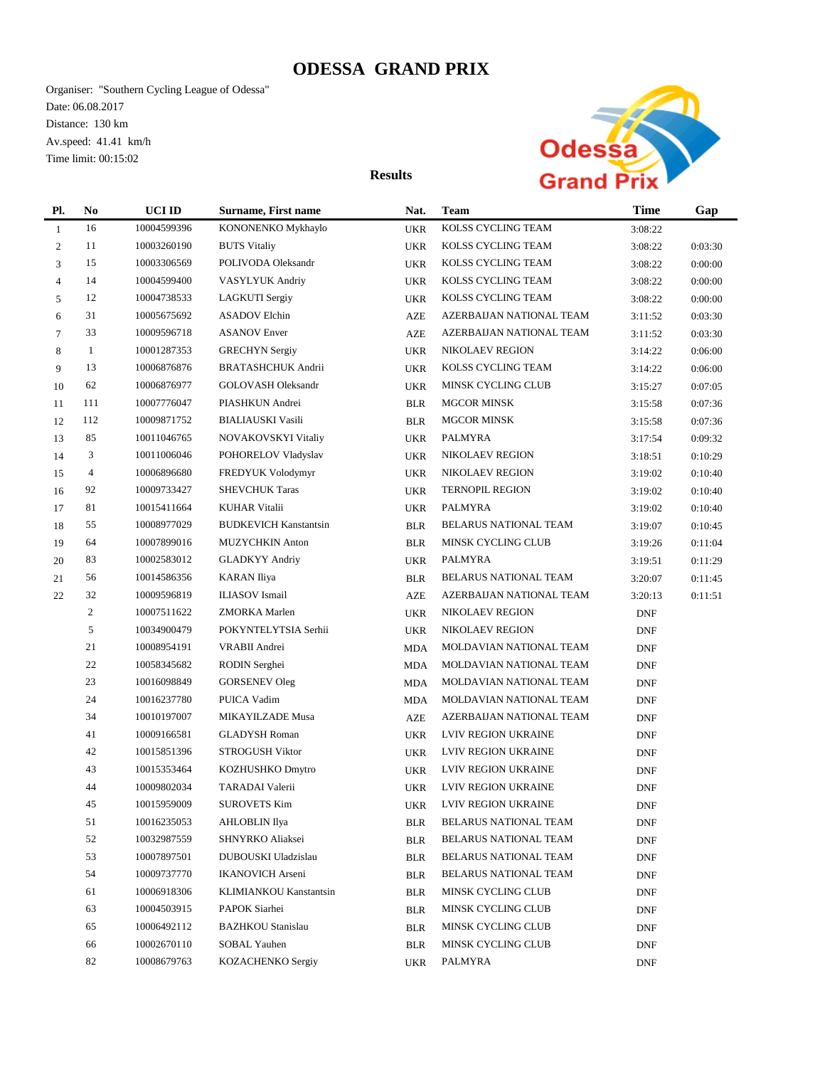# ODESSA GRAND PRIX

Organiser: "Southern Cycling League of Odessa"
Date: 06.08.2017
Distance: 130 km
Av.speed: 41.41 km/h
Time limit: 00:15:02

**Results**

| Pl. | No | UCI ID | Surname, First name | Nat. | Team | Time | Gap |
|---|---|---|---|---|---|---|---|
| 1 | 16 | 10004599396 | KONONENKO Mykhaylo | UKR | KOLSS CYCLING TEAM | 3:08:22 | |
| 2 | 11 | 10003260190 | BUTS Vitaliy | UKR | KOLSS CYCLING TEAM | 3:08:22 | 0:03:30 |
| 3 | 15 | 10003306569 | POLIVODA Oleksandr | UKR | KOLSS CYCLING TEAM | 3:08:22 | 0:00:00 |
| 4 | 14 | 10004599400 | VASYLYUK Andriy | UKR | KOLSS CYCLING TEAM | 3:08:22 | 0:00:00 |
| 5 | 12 | 10004738533 | LAGKUTI Sergiy | UKR | KOLSS CYCLING TEAM | 3:08:22 | 0:00:00 |
| 6 | 31 | 10005675692 | ASADOV Elchin | AZE | AZERBAIJAN NATIONAL TEAM | 3:11:52 | 0:03:30 |
| 7 | 33 | 10009596718 | ASANOV Enver | AZE | AZERBAIJAN NATIONAL TEAM | 3:11:52 | 0:03:30 |
| 8 | 1 | 10001287353 | GRECHYN Sergiy | UKR | NIKOLAEV REGION | 3:14:22 | 0:06:00 |
| 9 | 13 | 10006876876 | BRATASHCHUK Andrii | UKR | KOLSS CYCLING TEAM | 3:14:22 | 0:06:00 |
| 10 | 62 | 10006876977 | GOLOVASH Oleksandr | UKR | MINSK CYCLING CLUB | 3:15:27 | 0:07:05 |
| 11 | 111 | 10007776047 | PIASHKUN Andrei | BLR | MGCOR MINSK | 3:15:58 | 0:07:36 |
| 12 | 112 | 10009871752 | BIALIAUSKI Vasili | BLR | MGCOR MINSK | 3:15:58 | 0:07:36 |
| 13 | 85 | 10011046765 | NOVAKOVSKYI Vitaliy | UKR | PALMYRA | 3:17:54 | 0:09:32 |
| 14 | 3 | 10011006046 | POHORELOV Vladyslav | UKR | NIKOLAEV REGION | 3:18:51 | 0:10:29 |
| 15 | 4 | 10006896680 | FREDYUK Volodymyr | UKR | NIKOLAEV REGION | 3:19:02 | 0:10:40 |
| 16 | 92 | 10009733427 | SHEVCHUK Taras | UKR | TERNOPIL REGION | 3:19:02 | 0:10:40 |
| 17 | 81 | 10015411664 | KUHAR Vitalii | UKR | PALMYRA | 3:19:02 | 0:10:40 |
| 18 | 55 | 10008977029 | BUDKEVICH Kanstantsin | BLR | BELARUS NATIONAL TEAM | 3:19:07 | 0:10:45 |
| 19 | 64 | 10007899016 | MUZYCHKIN Anton | BLR | MINSK CYCLING CLUB | 3:19:26 | 0:11:04 |
| 20 | 83 | 10002583012 | GLADKYY Andriy | UKR | PALMYRA | 3:19:51 | 0:11:29 |
| 21 | 56 | 10014586356 | KARAN Iliya | BLR | BELARUS NATIONAL TEAM | 3:20:07 | 0:11:45 |
| 22 | 32 | 10009596819 | ILIASOV Ismail | AZE | AZERBAIJAN NATIONAL TEAM | 3:20:13 | 0:11:51 |
| | 2 | 10007511622 | ZMORKA Marlen | UKR | NIKOLAEV REGION | DNF | |
| | 5 | 10034900479 | POKYNTELYTSIA Serhii | UKR | NIKOLAEV REGION | DNF | |
| | 21 | 10008954191 | VRABII Andrei | MDA | MOLDAVIAN NATIONAL TEAM | DNF | |
| | 22 | 10058345682 | RODIN Serghei | MDA | MOLDAVIAN NATIONAL TEAM | DNF | |
| | 23 | 10016098849 | GORSENEV Oleg | MDA | MOLDAVIAN NATIONAL TEAM | DNF | |
| | 24 | 10016237780 | PUICA Vadim | MDA | MOLDAVIAN NATIONAL TEAM | DNF | |
| | 34 | 10010197007 | MIKAYILZADE Musa | AZE | AZERBAIJAN NATIONAL TEAM | DNF | |
| | 41 | 10009166581 | GLADYSH Roman | UKR | LVIV REGION UKRAINE | DNF | |
| | 42 | 10015851396 | STROGUSH Viktor | UKR | LVIV REGION UKRAINE | DNF | |
| | 43 | 10015353464 | KOZHUSHKO Dmytro | UKR | LVIV REGION UKRAINE | DNF | |
| | 44 | 10009802034 | TARADAI Valerii | UKR | LVIV REGION UKRAINE | DNF | |
| | 45 | 10015959009 | SUROVETS Kim | UKR | LVIV REGION UKRAINE | DNF | |
| | 51 | 10016235053 | AHLOBLIN Ilya | BLR | BELARUS NATIONAL TEAM | DNF | |
| | 52 | 10032987559 | SHNYRKO Aliaksei | BLR | BELARUS NATIONAL TEAM | DNF | |
| | 53 | 10007897501 | DUBOUSKI Uladzislau | BLR | BELARUS NATIONAL TEAM | DNF | |
| | 54 | 10009737770 | IKANOVICH Arseni | BLR | BELARUS NATIONAL TEAM | DNF | |
| | 61 | 10006918306 | KLIMIANKOU Kanstantsin | BLR | MINSK CYCLING CLUB | DNF | |
| | 63 | 10004503915 | PAPOK Siarhei | BLR | MINSK CYCLING CLUB | DNF | |
| | 65 | 10006492112 | BAZHKOU Stanislau | BLR | MINSK CYCLING CLUB | DNF | |
| | 66 | 10002670110 | SOBAL Yauhen | BLR | MINSK CYCLING CLUB | DNF | |
| | 82 | 10008679763 | KOZACHENKO Sergiy | UKR | PALMYRA | DNF | |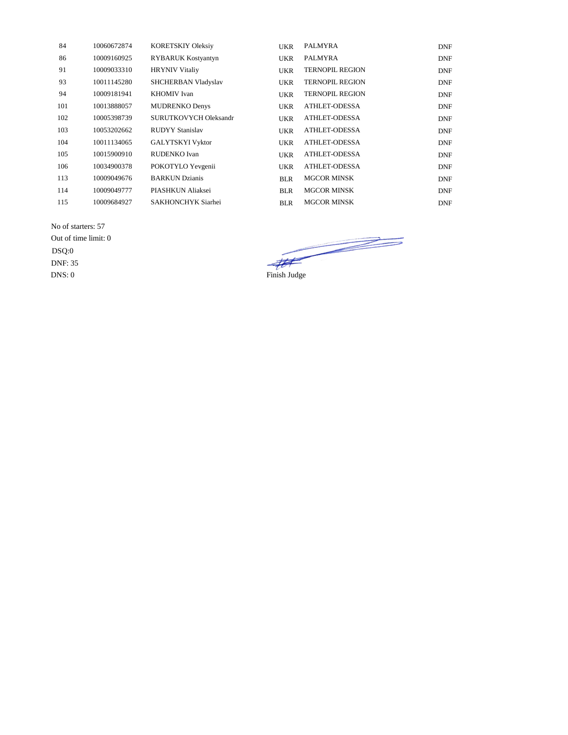| | | | | | |
|---|---|---|---|---|---|
| 84 | 10060672874 | KORETSKIY Oleksiy | UKR | PALMYRA | DNF |
| 86 | 10009160925 | RYBARUK Kostyantyn | UKR | PALMYRA | DNF |
| 91 | 10009033310 | HRYNIV Vitaliy | UKR | TERNOPIL REGION | DNF |
| 93 | 10011145280 | SHCHERBAN Vladyslav | UKR | TERNOPIL REGION | DNF |
| 94 | 10009181941 | KHOMIV Ivan | UKR | TERNOPIL REGION | DNF |
| 101 | 10013888057 | MUDRENKO Denys | UKR | ATHLET-ODESSA | DNF |
| 102 | 10005398739 | SURUTKOVYCH Oleksandr | UKR | ATHLET-ODESSA | DNF |
| 103 | 10053202662 | RUDYY Stanislav | UKR | ATHLET-ODESSA | DNF |
| 104 | 10011134065 | GALYTSKYI Vyktor | UKR | ATHLET-ODESSA | DNF |
| 105 | 10015900910 | RUDENKO Ivan | UKR | ATHLET-ODESSA | DNF |
| 106 | 10034900378 | POKOTYLO Yevgenii | UKR | ATHLET-ODESSA | DNF |
| 113 | 10009049676 | BARKUN Dzianis | BLR | MGCOR MINSK | DNF |
| 114 | 10009049777 | PIASHKUN Aliaksei | BLR | MGCOR MINSK | DNF |
| 115 | 10009684927 | SAKHONCHYK Siarhei | BLR | MGCOR MINSK | DNF |

No of starters: 57
Out of time limit: 0
DSQ:0
DNF: 35
DNS: 0

Finish Judge